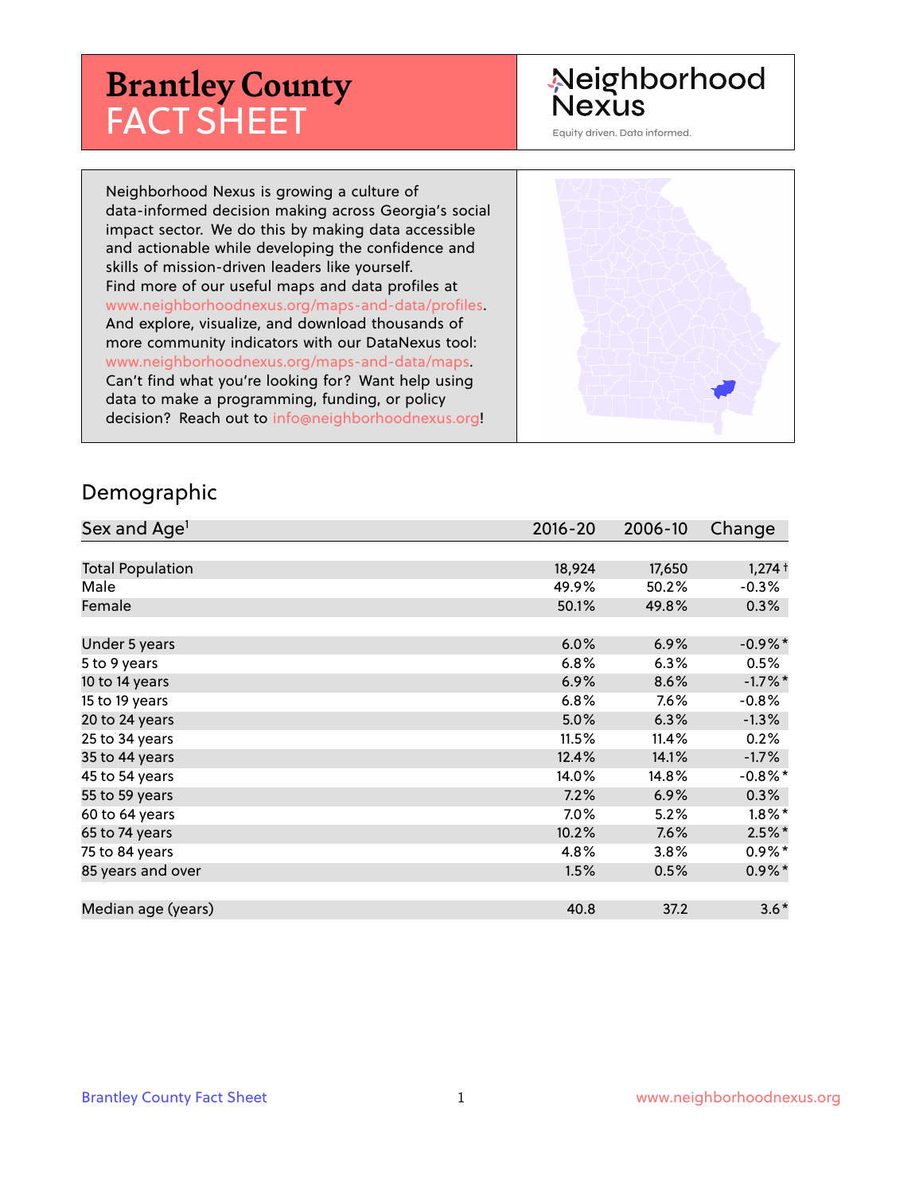# Brantley County FACT SHEET

Neighborhood Nexus

Equity driven. Data informed.

Neighborhood Nexus is growing a culture of data-informed decision making across Georgia's social impact sector. We do this by making data accessible and actionable while developing the confidence and skills of mission-driven leaders like yourself. Find more of our useful maps and data profiles at www.neighborhoodnexus.org/maps-and-data/profiles. And explore, visualize, and download thousands of more community indicators with our DataNexus tool: www.neighborhoodnexus.org/maps-and-data/maps. Can't find what you're looking for? Want help using data to make a programming, funding, or policy decision? Reach out to info@neighborhoodnexus.org!

## Demographic

| Sex and Age[1] | 2016-20 | 2006-10 | Change |
|---|---|---|---|
| Total Population | 18,924 | 17,650 | 1,274 † |
| Male | 49.9% | 50.2% | -0.3% |
| Female | 50.1% | 49.8% | 0.3% |
| | | | |
| Under 5 years | 6.0% | 6.9% | -0.9% * |
| 5 to 9 years | 6.8% | 6.3% | 0.5% |
| 10 to 14 years | 6.9% | 8.6% | -1.7% * |
| 15 to 19 years | 6.8% | 7.6% | -0.8% |
| 20 to 24 years | 5.0% | 6.3% | -1.3% |
| 25 to 34 years | 11.5% | 11.4% | 0.2% |
| 35 to 44 years | 12.4% | 14.1% | -1.7% |
| 45 to 54 years | 14.0% | 14.8% | -0.8% * |
| 55 to 59 years | 7.2% | 6.9% | 0.3% |
| 60 to 64 years | 7.0% | 5.2% | 1.8% * |
| 65 to 74 years | 10.2% | 7.6% | 2.5% * |
| 75 to 84 years | 4.8% | 3.8% | 0.9% * |
| 85 years and over | 1.5% | 0.5% | 0.9% * |
| | | | |
| Median age (years) | 40.8 | 37.2 | 3.6 * |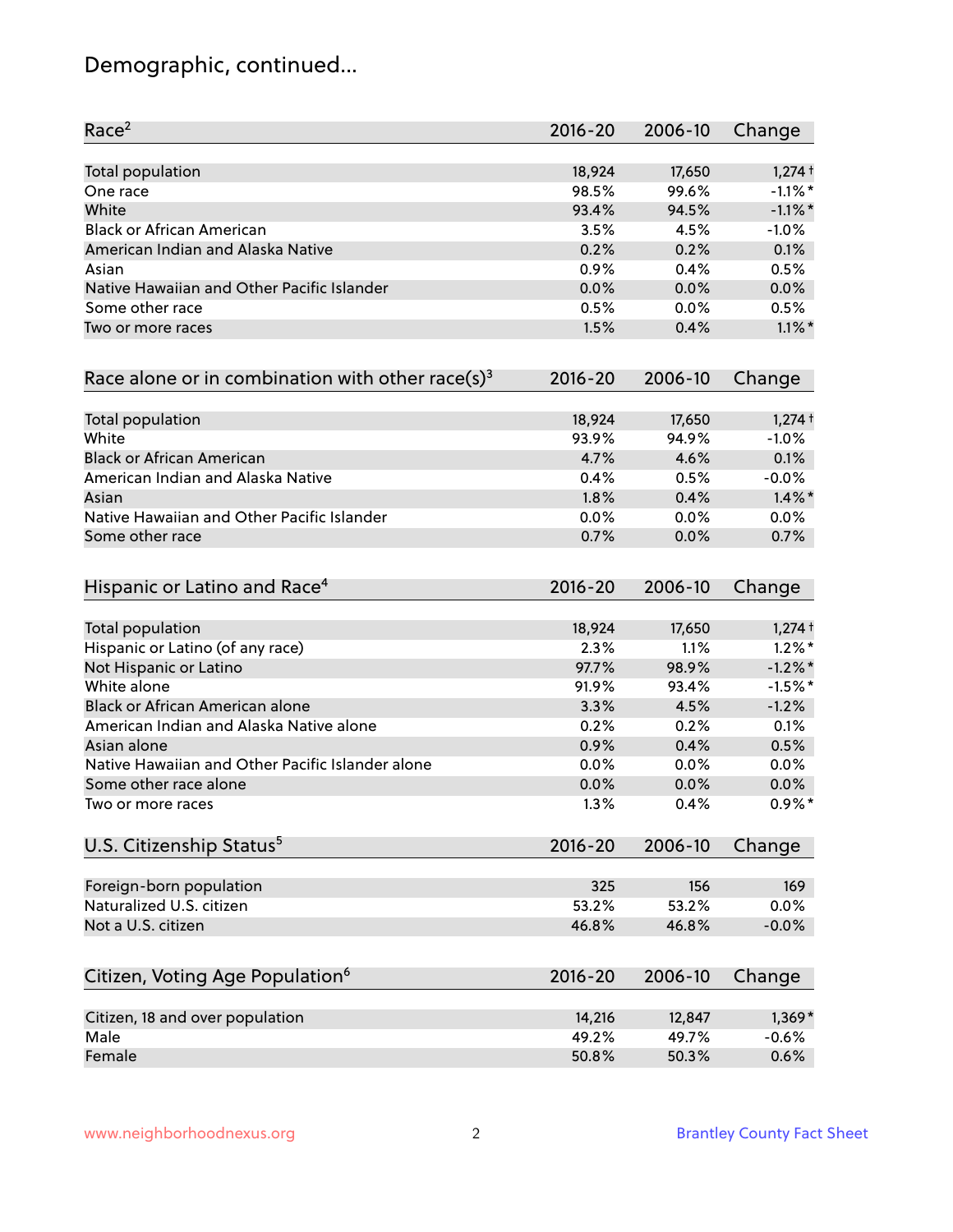# Demographic, continued...

| Race[2] | 2016-20 | 2006-10 | Change |
|---|---|---|---|
| Total population | 18,924 | 17,650 | 1,274† |
| One race | 98.5% | 99.6% | -1.1%* |
| White | 93.4% | 94.5% | -1.1%* |
| Black or African American | 3.5% | 4.5% | -1.0% |
| American Indian and Alaska Native | 0.2% | 0.2% | 0.1% |
| Asian | 0.9% | 0.4% | 0.5% |
| Native Hawaiian and Other Pacific Islander | 0.0% | 0.0% | 0.0% |
| Some other race | 0.5% | 0.0% | 0.5% |
| Two or more races | 1.5% | 0.4% | 1.1%* |

| Race alone or in combination with other race(s)[3] | 2016-20 | 2006-10 | Change |
|---|---|---|---|
| Total population | 18,924 | 17,650 | 1,274† |
| White | 93.9% | 94.9% | -1.0% |
| Black or African American | 4.7% | 4.6% | 0.1% |
| American Indian and Alaska Native | 0.4% | 0.5% | -0.0% |
| Asian | 1.8% | 0.4% | 1.4%* |
| Native Hawaiian and Other Pacific Islander | 0.0% | 0.0% | 0.0% |
| Some other race | 0.7% | 0.0% | 0.7% |

| Hispanic or Latino and Race[4] | 2016-20 | 2006-10 | Change |
|---|---|---|---|
| Total population | 18,924 | 17,650 | 1,274† |
| Hispanic or Latino (of any race) | 2.3% | 1.1% | 1.2%* |
| Not Hispanic or Latino | 97.7% | 98.9% | -1.2%* |
| White alone | 91.9% | 93.4% | -1.5%* |
| Black or African American alone | 3.3% | 4.5% | -1.2% |
| American Indian and Alaska Native alone | 0.2% | 0.2% | 0.1% |
| Asian alone | 0.9% | 0.4% | 0.5% |
| Native Hawaiian and Other Pacific Islander alone | 0.0% | 0.0% | 0.0% |
| Some other race alone | 0.0% | 0.0% | 0.0% |
| Two or more races | 1.3% | 0.4% | 0.9%* |

| U.S. Citizenship Status[5] | 2016-20 | 2006-10 | Change |
|---|---|---|---|
| Foreign-born population | 325 | 156 | 169 |
| Naturalized U.S. citizen | 53.2% | 53.2% | 0.0% |
| Not a U.S. citizen | 46.8% | 46.8% | -0.0% |

| Citizen, Voting Age Population[6] | 2016-20 | 2006-10 | Change |
|---|---|---|---|
| Citizen, 18 and over population | 14,216 | 12,847 | 1,369* |
| Male | 49.2% | 49.7% | -0.6% |
| Female | 50.8% | 50.3% | 0.6% |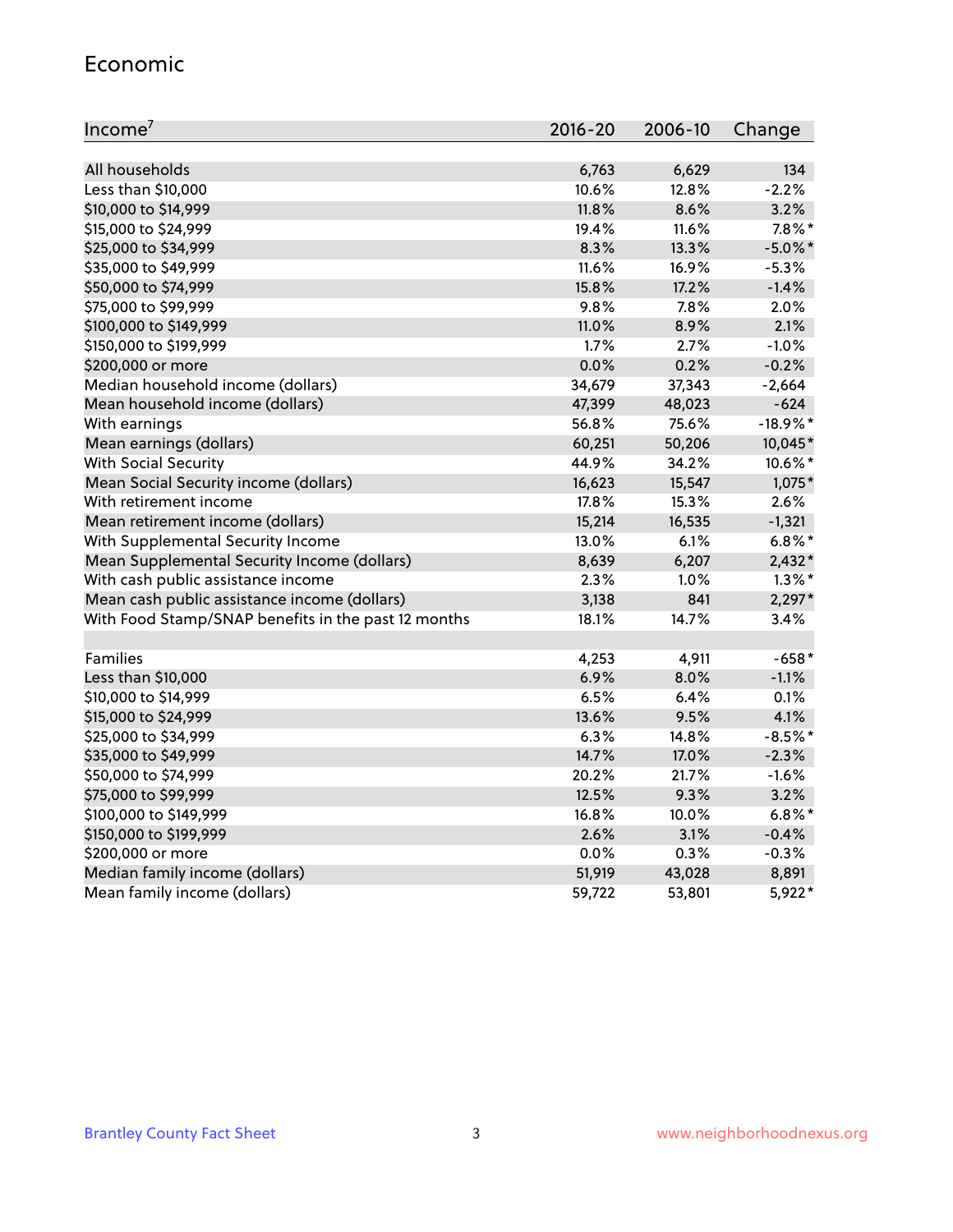## Economic

| Income[7] | 2016-20 | 2006-10 | Change |
|---|---|---|---|
| All households | 6,763 | 6,629 | 134 |
| Less than $10,000 | 10.6% | 12.8% | -2.2% |
| $10,000 to $14,999 | 11.8% | 8.6% | 3.2% |
| $15,000 to $24,999 | 19.4% | 11.6% | 7.8%* |
| $25,000 to $34,999 | 8.3% | 13.3% | -5.0%* |
| $35,000 to $49,999 | 11.6% | 16.9% | -5.3% |
| $50,000 to $74,999 | 15.8% | 17.2% | -1.4% |
| $75,000 to $99,999 | 9.8% | 7.8% | 2.0% |
| $100,000 to $149,999 | 11.0% | 8.9% | 2.1% |
| $150,000 to $199,999 | 1.7% | 2.7% | -1.0% |
| $200,000 or more | 0.0% | 0.2% | -0.2% |
| Median household income (dollars) | 34,679 | 37,343 | -2,664 |
| Mean household income (dollars) | 47,399 | 48,023 | -624 |
| With earnings | 56.8% | 75.6% | -18.9%* |
| Mean earnings (dollars) | 60,251 | 50,206 | 10,045* |
| With Social Security | 44.9% | 34.2% | 10.6%* |
| Mean Social Security income (dollars) | 16,623 | 15,547 | 1,075* |
| With retirement income | 17.8% | 15.3% | 2.6% |
| Mean retirement income (dollars) | 15,214 | 16,535 | -1,321 |
| With Supplemental Security Income | 13.0% | 6.1% | 6.8%* |
| Mean Supplemental Security Income (dollars) | 8,639 | 6,207 | 2,432* |
| With cash public assistance income | 2.3% | 1.0% | 1.3%* |
| Mean cash public assistance income (dollars) | 3,138 | 841 | 2,297* |
| With Food Stamp/SNAP benefits in the past 12 months | 18.1% | 14.7% | 3.4% |
| | | | |
| Families | 4,253 | 4,911 | -658* |
| Less than $10,000 | 6.9% | 8.0% | -1.1% |
| $10,000 to $14,999 | 6.5% | 6.4% | 0.1% |
| $15,000 to $24,999 | 13.6% | 9.5% | 4.1% |
| $25,000 to $34,999 | 6.3% | 14.8% | -8.5%* |
| $35,000 to $49,999 | 14.7% | 17.0% | -2.3% |
| $50,000 to $74,999 | 20.2% | 21.7% | -1.6% |
| $75,000 to $99,999 | 12.5% | 9.3% | 3.2% |
| $100,000 to $149,999 | 16.8% | 10.0% | 6.8%* |
| $150,000 to $199,999 | 2.6% | 3.1% | -0.4% |
| $200,000 or more | 0.0% | 0.3% | -0.3% |
| Median family income (dollars) | 51,919 | 43,028 | 8,891 |
| Mean family income (dollars) | 59,722 | 53,801 | 5,922* |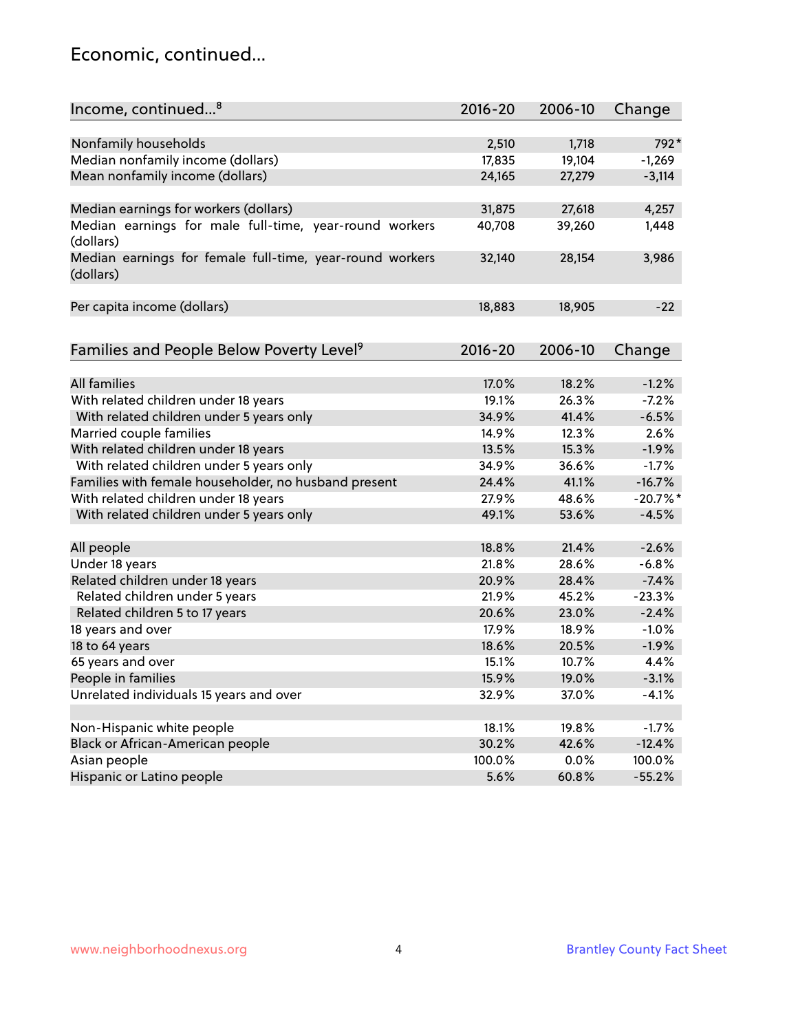## Economic, continued...

| Income, continued...[8] | 2016-20 | 2006-10 | Change |
|---|---|---|---|
| Nonfamily households | 2,510 | 1,718 | 792* |
| Median nonfamily income (dollars) | 17,835 | 19,104 | -1,269 |
| Mean nonfamily income (dollars) | 24,165 | 27,279 | -3,114 |
| Median earnings for workers (dollars) | 31,875 | 27,618 | 4,257 |
| Median earnings for male full-time, year-round workers (dollars) | 40,708 | 39,260 | 1,448 |
| Median earnings for female full-time, year-round workers (dollars) | 32,140 | 28,154 | 3,986 |
| Per capita income (dollars) | 18,883 | 18,905 | -22 |

| Families and People Below Poverty Level[9] | 2016-20 | 2006-10 | Change |
|---|---|---|---|
| All families | 17.0% | 18.2% | -1.2% |
| With related children under 18 years | 19.1% | 26.3% | -7.2% |
| With related children under 5 years only | 34.9% | 41.4% | -6.5% |
| Married couple families | 14.9% | 12.3% | 2.6% |
| With related children under 18 years | 13.5% | 15.3% | -1.9% |
| With related children under 5 years only | 34.9% | 36.6% | -1.7% |
| Families with female householder, no husband present | 24.4% | 41.1% | -16.7% |
| With related children under 18 years | 27.9% | 48.6% | -20.7%* |
| With related children under 5 years only | 49.1% | 53.6% | -4.5% |
| All people | 18.8% | 21.4% | -2.6% |
| Under 18 years | 21.8% | 28.6% | -6.8% |
| Related children under 18 years | 20.9% | 28.4% | -7.4% |
| Related children under 5 years | 21.9% | 45.2% | -23.3% |
| Related children 5 to 17 years | 20.6% | 23.0% | -2.4% |
| 18 years and over | 17.9% | 18.9% | -1.0% |
| 18 to 64 years | 18.6% | 20.5% | -1.9% |
| 65 years and over | 15.1% | 10.7% | 4.4% |
| People in families | 15.9% | 19.0% | -3.1% |
| Unrelated individuals 15 years and over | 32.9% | 37.0% | -4.1% |
| Non-Hispanic white people | 18.1% | 19.8% | -1.7% |
| Black or African-American people | 30.2% | 42.6% | -12.4% |
| Asian people | 100.0% | 0.0% | 100.0% |
| Hispanic or Latino people | 5.6% | 60.8% | -55.2% |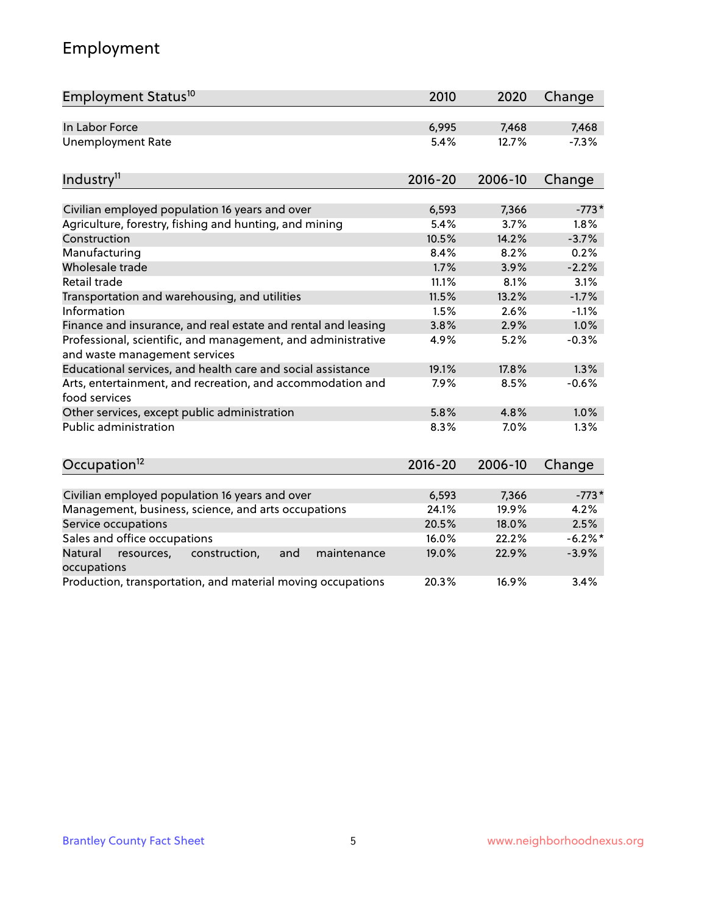## Employment

| Employment Status[10] | 2010 | 2020 | Change |
|---|---|---|---|
| In Labor Force | 6,995 | 7,468 | 7,468 |
| Unemployment Rate | 5.4% | 12.7% | -7.3% |

| Industry[11] | 2016-20 | 2006-10 | Change |
|---|---|---|---|
| Civilian employed population 16 years and over | 6,593 | 7,366 | -773* |
| Agriculture, forestry, fishing and hunting, and mining | 5.4% | 3.7% | 1.8% |
| Construction | 10.5% | 14.2% | -3.7% |
| Manufacturing | 8.4% | 8.2% | 0.2% |
| Wholesale trade | 1.7% | 3.9% | -2.2% |
| Retail trade | 11.1% | 8.1% | 3.1% |
| Transportation and warehousing, and utilities | 11.5% | 13.2% | -1.7% |
| Information | 1.5% | 2.6% | -1.1% |
| Finance and insurance, and real estate and rental and leasing | 3.8% | 2.9% | 1.0% |
| Professional, scientific, and management, and administrative and waste management services | 4.9% | 5.2% | -0.3% |
| Educational services, and health care and social assistance | 19.1% | 17.8% | 1.3% |
| Arts, entertainment, and recreation, and accommodation and food services | 7.9% | 8.5% | -0.6% |
| Other services, except public administration | 5.8% | 4.8% | 1.0% |
| Public administration | 8.3% | 7.0% | 1.3% |

| Occupation[12] | 2016-20 | 2006-10 | Change |
|---|---|---|---|
| Civilian employed population 16 years and over | 6,593 | 7,366 | -773* |
| Management, business, science, and arts occupations | 24.1% | 19.9% | 4.2% |
| Service occupations | 20.5% | 18.0% | 2.5% |
| Sales and office occupations | 16.0% | 22.2% | -6.2%* |
| Natural resources, construction, and maintenance occupations | 19.0% | 22.9% | -3.9% |
| Production, transportation, and material moving occupations | 20.3% | 16.9% | 3.4% |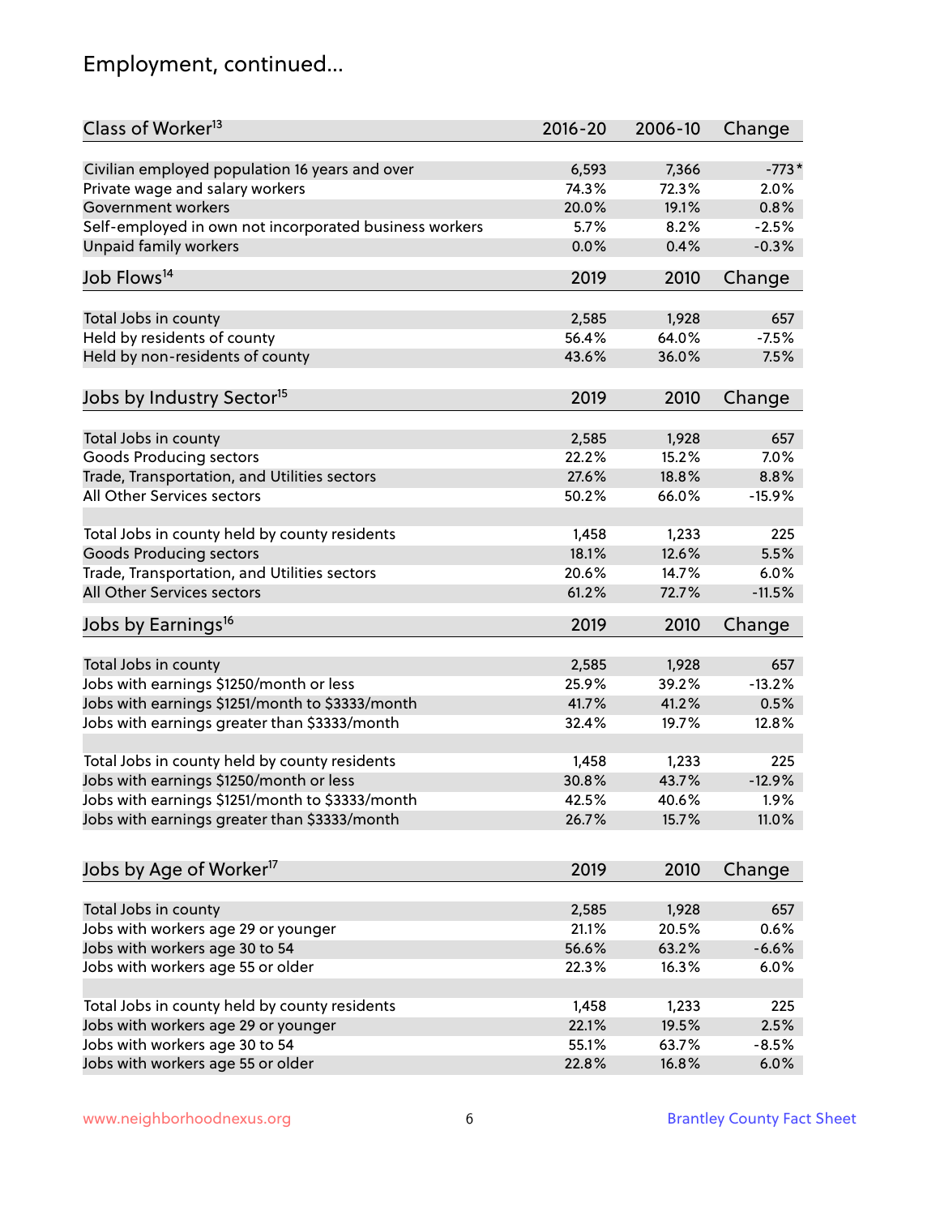# Employment, continued...

| Class of Worker[13] | 2016-20 | 2006-10 | Change |
|---|---|---|---|
| Civilian employed population 16 years and over | 6,593 | 7,366 | -773* |
| Private wage and salary workers | 74.3% | 72.3% | 2.0% |
| Government workers | 20.0% | 19.1% | 0.8% |
| Self-employed in own not incorporated business workers | 5.7% | 8.2% | -2.5% |
| Unpaid family workers | 0.0% | 0.4% | -0.3% |

| Job Flows[14] | 2019 | 2010 | Change |
|---|---|---|---|
| Total Jobs in county | 2,585 | 1,928 | 657 |
| Held by residents of county | 56.4% | 64.0% | -7.5% |
| Held by non-residents of county | 43.6% | 36.0% | 7.5% |

| Jobs by Industry Sector[15] | 2019 | 2010 | Change |
|---|---|---|---|
| Total Jobs in county | 2,585 | 1,928 | 657 |
| Goods Producing sectors | 22.2% | 15.2% | 7.0% |
| Trade, Transportation, and Utilities sectors | 27.6% | 18.8% | 8.8% |
| All Other Services sectors | 50.2% | 66.0% | -15.9% |
| | | | |
| Total Jobs in county held by county residents | 1,458 | 1,233 | 225 |
| Goods Producing sectors | 18.1% | 12.6% | 5.5% |
| Trade, Transportation, and Utilities sectors | 20.6% | 14.7% | 6.0% |
| All Other Services sectors | 61.2% | 72.7% | -11.5% |

| Jobs by Earnings[16] | 2019 | 2010 | Change |
|---|---|---|---|
| Total Jobs in county | 2,585 | 1,928 | 657 |
| Jobs with earnings $1250/month or less | 25.9% | 39.2% | -13.2% |
| Jobs with earnings $1251/month to $3333/month | 41.7% | 41.2% | 0.5% |
| Jobs with earnings greater than $3333/month | 32.4% | 19.7% | 12.8% |
| | | | |
| Total Jobs in county held by county residents | 1,458 | 1,233 | 225 |
| Jobs with earnings $1250/month or less | 30.8% | 43.7% | -12.9% |
| Jobs with earnings $1251/month to $3333/month | 42.5% | 40.6% | 1.9% |
| Jobs with earnings greater than $3333/month | 26.7% | 15.7% | 11.0% |

| Jobs by Age of Worker[17] | 2019 | 2010 | Change |
|---|---|---|---|
| Total Jobs in county | 2,585 | 1,928 | 657 |
| Jobs with workers age 29 or younger | 21.1% | 20.5% | 0.6% |
| Jobs with workers age 30 to 54 | 56.6% | 63.2% | -6.6% |
| Jobs with workers age 55 or older | 22.3% | 16.3% | 6.0% |
| | | | |
| Total Jobs in county held by county residents | 1,458 | 1,233 | 225 |
| Jobs with workers age 29 or younger | 22.1% | 19.5% | 2.5% |
| Jobs with workers age 30 to 54 | 55.1% | 63.7% | -8.5% |
| Jobs with workers age 55 or older | 22.8% | 16.8% | 6.0% |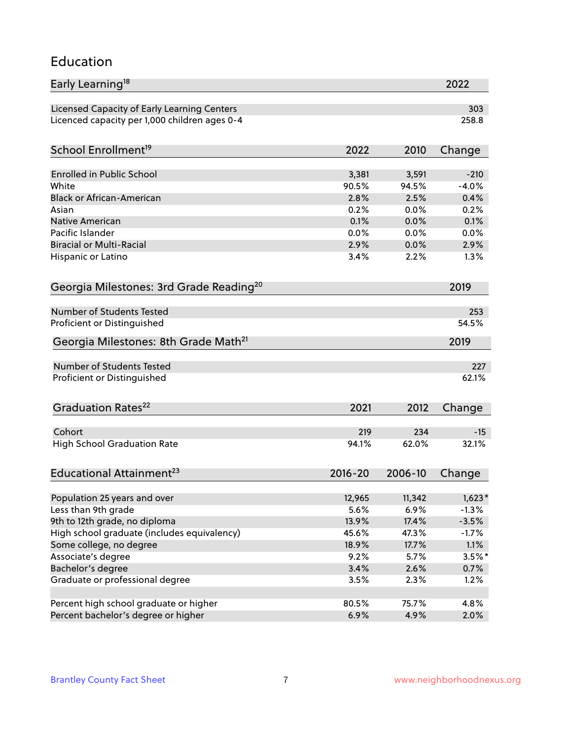## Education

| Early Learning[18] | 2022 |
|---|---|
| Licensed Capacity of Early Learning Centers | 303 |
| Licenced capacity per 1,000 children ages 0-4 | 258.8 |

| School Enrollment[19] | 2022 | 2010 | Change |
|---|---|---|---|
| Enrolled in Public School | 3,381 | 3,591 | -210 |
| White | 90.5% | 94.5% | -4.0% |
| Black or African-American | 2.8% | 2.5% | 0.4% |
| Asian | 0.2% | 0.0% | 0.2% |
| Native American | 0.1% | 0.0% | 0.1% |
| Pacific Islander | 0.0% | 0.0% | 0.0% |
| Biracial or Multi-Racial | 2.9% | 0.0% | 2.9% |
| Hispanic or Latino | 3.4% | 2.2% | 1.3% |

| Georgia Milestones: 3rd Grade Reading[20] | 2019 |
|---|---|
| Number of Students Tested | 253 |
| Proficient or Distinguished | 54.5% |

| Georgia Milestones: 8th Grade Math[21] | 2019 |
|---|---|
| Number of Students Tested | 227 |
| Proficient or Distinguished | 62.1% |

| Graduation Rates[22] | 2021 | 2012 | Change |
|---|---|---|---|
| Cohort | 219 | 234 | -15 |
| High School Graduation Rate | 94.1% | 62.0% | 32.1% |

| Educational Attainment[23] | 2016-20 | 2006-10 | Change |
|---|---|---|---|
| Population 25 years and over | 12,965 | 11,342 | 1,623* |
| Less than 9th grade | 5.6% | 6.9% | -1.3% |
| 9th to 12th grade, no diploma | 13.9% | 17.4% | -3.5% |
| High school graduate (includes equivalency) | 45.6% | 47.3% | -1.7% |
| Some college, no degree | 18.9% | 17.7% | 1.1% |
| Associate's degree | 9.2% | 5.7% | 3.5%* |
| Bachelor's degree | 3.4% | 2.6% | 0.7% |
| Graduate or professional degree | 3.5% | 2.3% | 1.2% |
| | | | |
| Percent high school graduate or higher | 80.5% | 75.7% | 4.8% |
| Percent bachelor's degree or higher | 6.9% | 4.9% | 2.0% |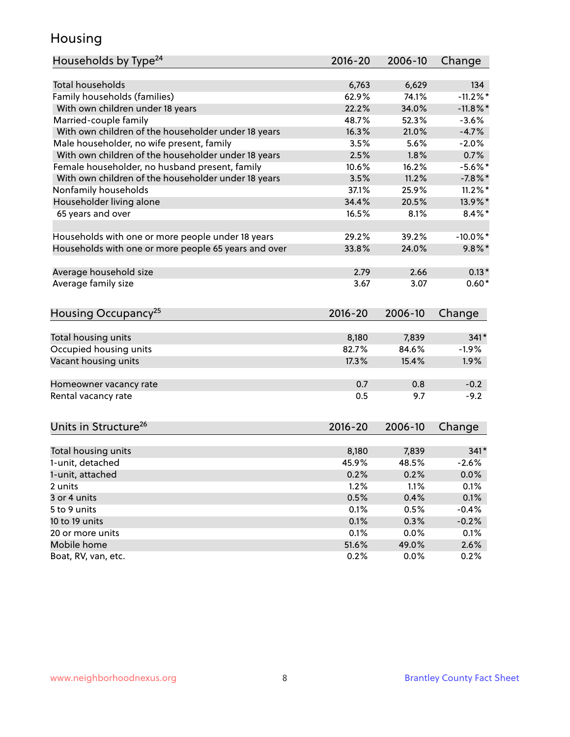# Housing

| Households by Type[24] | 2016-20 | 2006-10 | Change |
|---|---|---|---|
| Total households | 6,763 | 6,629 | 134 |
| Family households (families) | 62.9% | 74.1% | -11.2%* |
| With own children under 18 years | 22.2% | 34.0% | -11.8%* |
| Married-couple family | 48.7% | 52.3% | -3.6% |
| With own children of the householder under 18 years | 16.3% | 21.0% | -4.7% |
| Male householder, no wife present, family | 3.5% | 5.6% | -2.0% |
| With own children of the householder under 18 years | 2.5% | 1.8% | 0.7% |
| Female householder, no husband present, family | 10.6% | 16.2% | -5.6%* |
| With own children of the householder under 18 years | 3.5% | 11.2% | -7.8%* |
| Nonfamily households | 37.1% | 25.9% | 11.2%* |
| Householder living alone | 34.4% | 20.5% | 13.9%* |
| 65 years and over | 16.5% | 8.1% | 8.4%* |
| | | | |
| Households with one or more people under 18 years | 29.2% | 39.2% | -10.0%* |
| Households with one or more people 65 years and over | 33.8% | 24.0% | 9.8%* |
| | | | |
| Average household size | 2.79 | 2.66 | 0.13* |
| Average family size | 3.67 | 3.07 | 0.60* |

| Housing Occupancy[25] | 2016-20 | 2006-10 | Change |
|---|---|---|---|
| Total housing units | 8,180 | 7,839 | 341* |
| Occupied housing units | 82.7% | 84.6% | -1.9% |
| Vacant housing units | 17.3% | 15.4% | 1.9% |
| | | | |
| Homeowner vacancy rate | 0.7 | 0.8 | -0.2 |
| Rental vacancy rate | 0.5 | 9.7 | -9.2 |

| Units in Structure[26] | 2016-20 | 2006-10 | Change |
|---|---|---|---|
| Total housing units | 8,180 | 7,839 | 341* |
| 1-unit, detached | 45.9% | 48.5% | -2.6% |
| 1-unit, attached | 0.2% | 0.2% | 0.0% |
| 2 units | 1.2% | 1.1% | 0.1% |
| 3 or 4 units | 0.5% | 0.4% | 0.1% |
| 5 to 9 units | 0.1% | 0.5% | -0.4% |
| 10 to 19 units | 0.1% | 0.3% | -0.2% |
| 20 or more units | 0.1% | 0.0% | 0.1% |
| Mobile home | 51.6% | 49.0% | 2.6% |
| Boat, RV, van, etc. | 0.2% | 0.0% | 0.2% |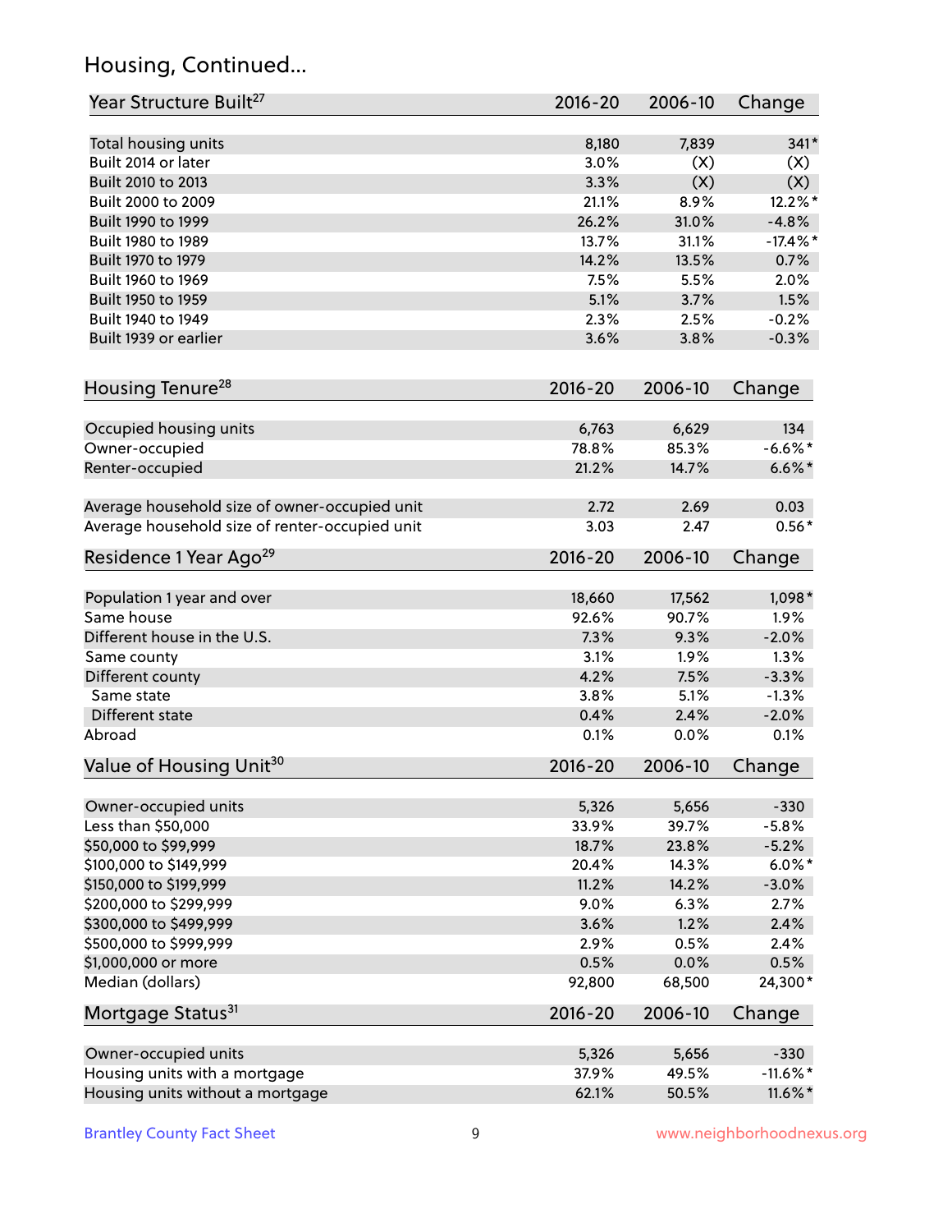## Housing, Continued...

| Year Structure Built[27] | 2016-20 | 2006-10 | Change |
|---|---|---|---|
| Total housing units | 8,180 | 7,839 | 341* |
| Built 2014 or later | 3.0% | (X) | (X) |
| Built 2010 to 2013 | 3.3% | (X) | (X) |
| Built 2000 to 2009 | 21.1% | 8.9% | 12.2%* |
| Built 1990 to 1999 | 26.2% | 31.0% | -4.8% |
| Built 1980 to 1989 | 13.7% | 31.1% | -17.4%* |
| Built 1970 to 1979 | 14.2% | 13.5% | 0.7% |
| Built 1960 to 1969 | 7.5% | 5.5% | 2.0% |
| Built 1950 to 1959 | 5.1% | 3.7% | 1.5% |
| Built 1940 to 1949 | 2.3% | 2.5% | -0.2% |
| Built 1939 or earlier | 3.6% | 3.8% | -0.3% |

| Housing Tenure[28] | 2016-20 | 2006-10 | Change |
|---|---|---|---|
| Occupied housing units | 6,763 | 6,629 | 134 |
| Owner-occupied | 78.8% | 85.3% | -6.6%* |
| Renter-occupied | 21.2% | 14.7% | 6.6%* |
| Average household size of owner-occupied unit | 2.72 | 2.69 | 0.03 |
| Average household size of renter-occupied unit | 3.03 | 2.47 | 0.56* |

| Residence 1 Year Ago[29] | 2016-20 | 2006-10 | Change |
|---|---|---|---|
| Population 1 year and over | 18,660 | 17,562 | 1,098* |
| Same house | 92.6% | 90.7% | 1.9% |
| Different house in the U.S. | 7.3% | 9.3% | -2.0% |
| Same county | 3.1% | 1.9% | 1.3% |
| Different county | 4.2% | 7.5% | -3.3% |
| Same state | 3.8% | 5.1% | -1.3% |
| Different state | 0.4% | 2.4% | -2.0% |
| Abroad | 0.1% | 0.0% | 0.1% |

| Value of Housing Unit[30] | 2016-20 | 2006-10 | Change |
|---|---|---|---|
| Owner-occupied units | 5,326 | 5,656 | -330 |
| Less than $50,000 | 33.9% | 39.7% | -5.8% |
| $50,000 to $99,999 | 18.7% | 23.8% | -5.2% |
| $100,000 to $149,999 | 20.4% | 14.3% | 6.0%* |
| $150,000 to $199,999 | 11.2% | 14.2% | -3.0% |
| $200,000 to $299,999 | 9.0% | 6.3% | 2.7% |
| $300,000 to $499,999 | 3.6% | 1.2% | 2.4% |
| $500,000 to $999,999 | 2.9% | 0.5% | 2.4% |
| $1,000,000 or more | 0.5% | 0.0% | 0.5% |
| Median (dollars) | 92,800 | 68,500 | 24,300* |

| Mortgage Status[31] | 2016-20 | 2006-10 | Change |
|---|---|---|---|
| Owner-occupied units | 5,326 | 5,656 | -330 |
| Housing units with a mortgage | 37.9% | 49.5% | -11.6%* |
| Housing units without a mortgage | 62.1% | 50.5% | 11.6%* |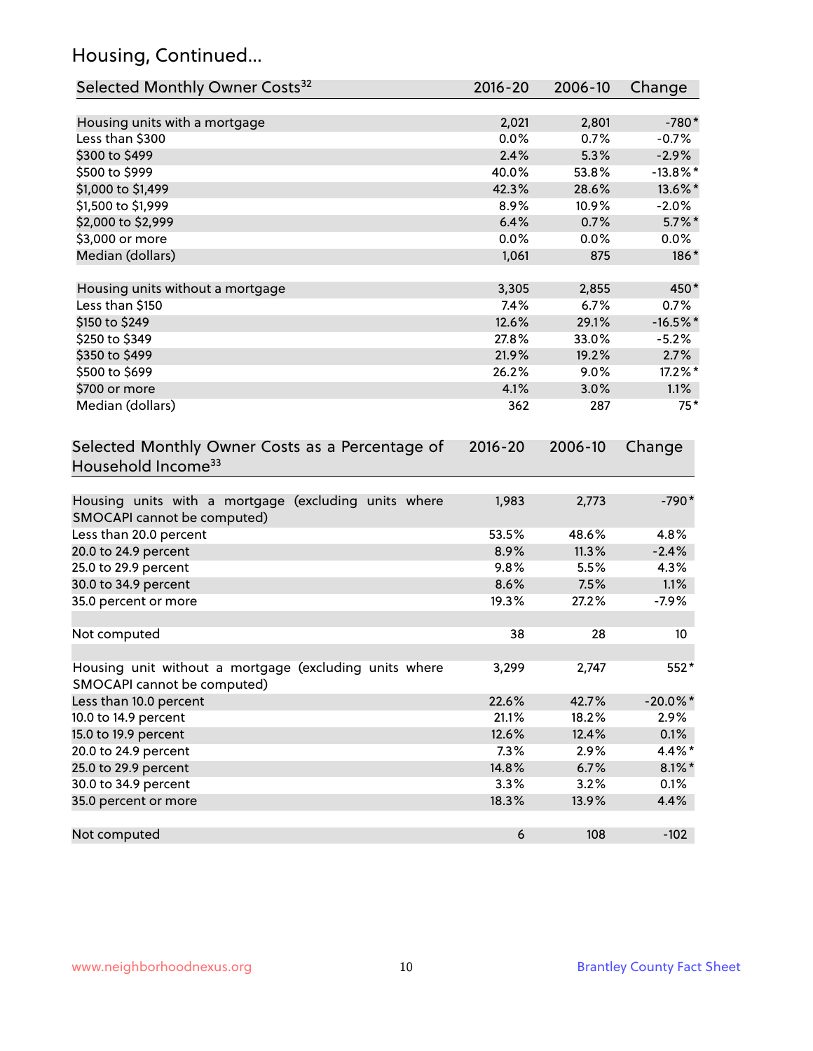## Housing, Continued...

| Selected Monthly Owner Costs[32] | 2016-20 | 2006-10 | Change |
|---|---|---|---|
| Housing units with a mortgage | 2,021 | 2,801 | -780* |
| Less than $300 | 0.0% | 0.7% | -0.7% |
| $300 to $499 | 2.4% | 5.3% | -2.9% |
| $500 to $999 | 40.0% | 53.8% | -13.8%* |
| $1,000 to $1,499 | 42.3% | 28.6% | 13.6%* |
| $1,500 to $1,999 | 8.9% | 10.9% | -2.0% |
| $2,000 to $2,999 | 6.4% | 0.7% | 5.7%* |
| $3,000 or more | 0.0% | 0.0% | 0.0% |
| Median (dollars) | 1,061 | 875 | 186* |
| | | | |
| Housing units without a mortgage | 3,305 | 2,855 | 450* |
| Less than $150 | 7.4% | 6.7% | 0.7% |
| $150 to $249 | 12.6% | 29.1% | -16.5%* |
| $250 to $349 | 27.8% | 33.0% | -5.2% |
| $350 to $499 | 21.9% | 19.2% | 2.7% |
| $500 to $699 | 26.2% | 9.0% | 17.2%* |
| $700 or more | 4.1% | 3.0% | 1.1% |
| Median (dollars) | 362 | 287 | 75* |

| Selected Monthly Owner Costs as a Percentage of Household Income[33] | 2016-20 | 2006-10 | Change |
|---|---|---|---|
| Housing units with a mortgage (excluding units where SMOCAPI cannot be computed) | 1,983 | 2,773 | -790* |
| Less than 20.0 percent | 53.5% | 48.6% | 4.8% |
| 20.0 to 24.9 percent | 8.9% | 11.3% | -2.4% |
| 25.0 to 29.9 percent | 9.8% | 5.5% | 4.3% |
| 30.0 to 34.9 percent | 8.6% | 7.5% | 1.1% |
| 35.0 percent or more | 19.3% | 27.2% | -7.9% |
| | | | |
| Not computed | 38 | 28 | 10 |
| | | | |
| Housing unit without a mortgage (excluding units where SMOCAPI cannot be computed) | 3,299 | 2,747 | 552* |
| Less than 10.0 percent | 22.6% | 42.7% | -20.0%* |
| 10.0 to 14.9 percent | 21.1% | 18.2% | 2.9% |
| 15.0 to 19.9 percent | 12.6% | 12.4% | 0.1% |
| 20.0 to 24.9 percent | 7.3% | 2.9% | 4.4%* |
| 25.0 to 29.9 percent | 14.8% | 6.7% | 8.1%* |
| 30.0 to 34.9 percent | 3.3% | 3.2% | 0.1% |
| 35.0 percent or more | 18.3% | 13.9% | 4.4% |
| | | | |
| Not computed | 6 | 108 | -102 |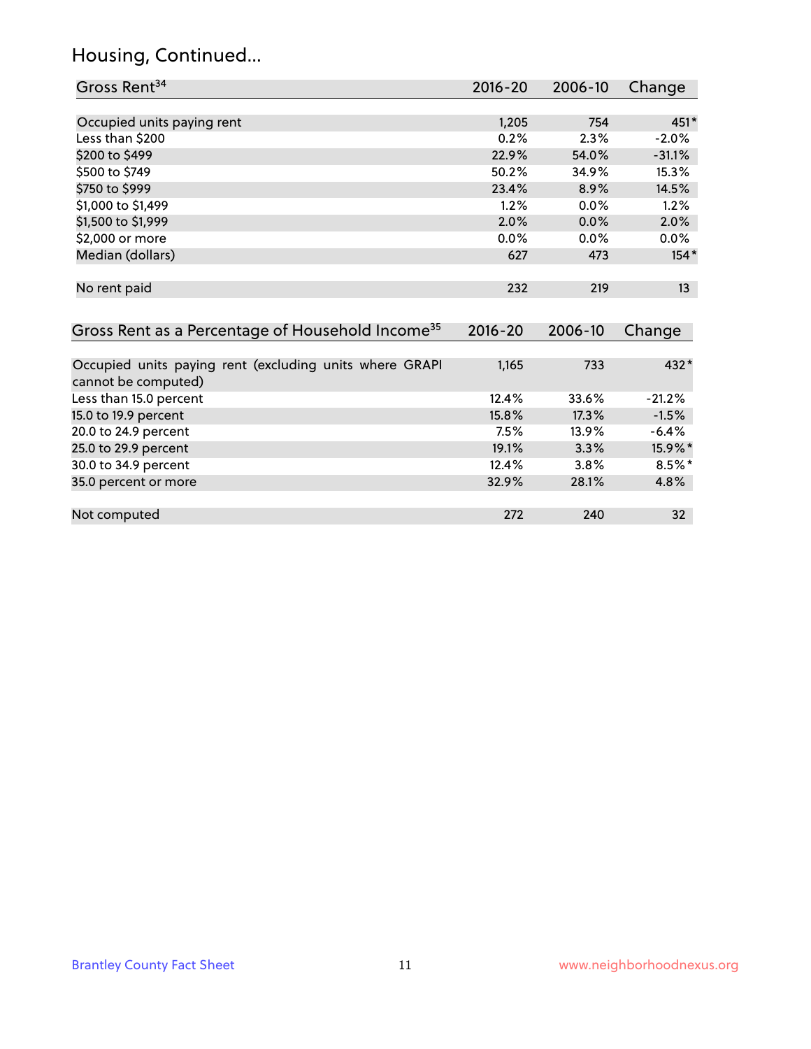# Housing, Continued...

| Gross Rent[34] | 2016-20 | 2006-10 | Change |
|---|---|---|---|
| Occupied units paying rent | 1,205 | 754 | 451* |
| Less than $200 | 0.2% | 2.3% | -2.0% |
| $200 to $499 | 22.9% | 54.0% | -31.1% |
| $500 to $749 | 50.2% | 34.9% | 15.3% |
| $750 to $999 | 23.4% | 8.9% | 14.5% |
| $1,000 to $1,499 | 1.2% | 0.0% | 1.2% |
| $1,500 to $1,999 | 2.0% | 0.0% | 2.0% |
| $2,000 or more | 0.0% | 0.0% | 0.0% |
| Median (dollars) | 627 | 473 | 154* |
| No rent paid | 232 | 219 | 13 |

| Gross Rent as a Percentage of Household Income[35] | 2016-20 | 2006-10 | Change |
|---|---|---|---|
| Occupied units paying rent (excluding units where GRAPI cannot be computed) | 1,165 | 733 | 432* |
| Less than 15.0 percent | 12.4% | 33.6% | -21.2% |
| 15.0 to 19.9 percent | 15.8% | 17.3% | -1.5% |
| 20.0 to 24.9 percent | 7.5% | 13.9% | -6.4% |
| 25.0 to 29.9 percent | 19.1% | 3.3% | 15.9%* |
| 30.0 to 34.9 percent | 12.4% | 3.8% | 8.5%* |
| 35.0 percent or more | 32.9% | 28.1% | 4.8% |
| Not computed | 272 | 240 | 32 |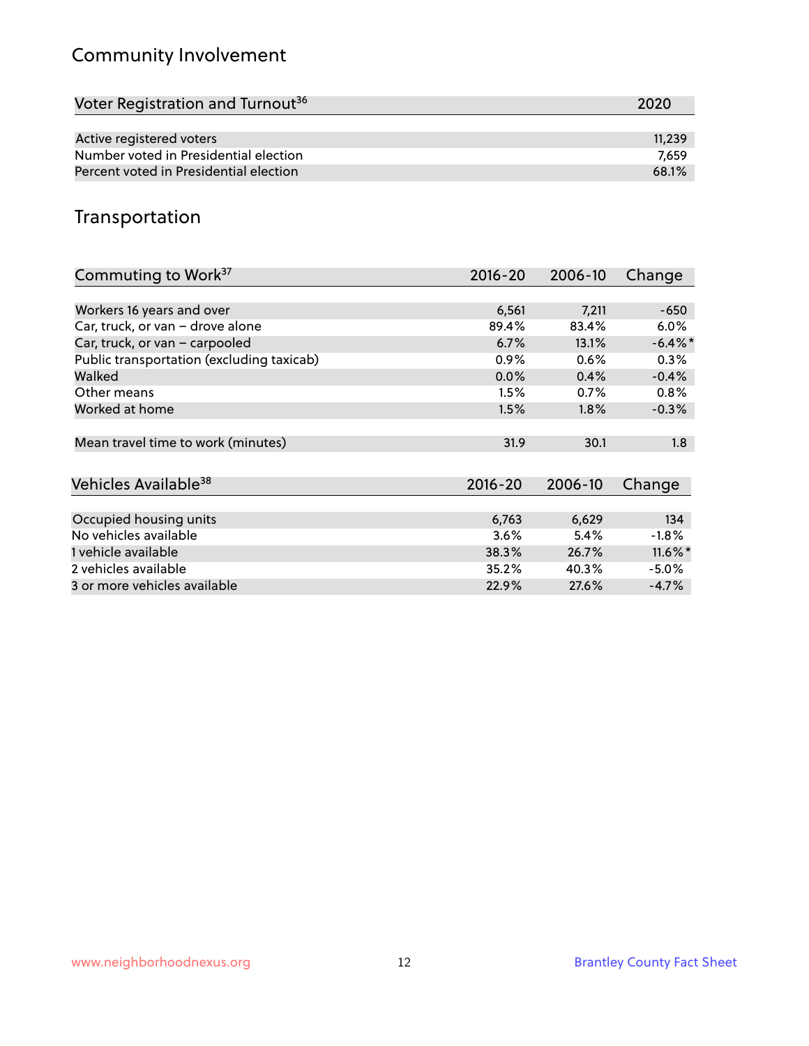## Community Involvement

| Voter Registration and Turnout[36] | 2020 |
|---|---|
| Active registered voters | 11,239 |
| Number voted in Presidential election | 7,659 |
| Percent voted in Presidential election | 68.1% |

## Transportation

| Commuting to Work[37] | 2016-20 | 2006-10 | Change |
|---|---|---|---|
| Workers 16 years and over | 6,561 | 7,211 | -650 |
| Car, truck, or van – drove alone | 89.4% | 83.4% | 6.0% |
| Car, truck, or van – carpooled | 6.7% | 13.1% | -6.4%* |
| Public transportation (excluding taxicab) | 0.9% | 0.6% | 0.3% |
| Walked | 0.0% | 0.4% | -0.4% |
| Other means | 1.5% | 0.7% | 0.8% |
| Worked at home | 1.5% | 1.8% | -0.3% |
| Mean travel time to work (minutes) | 31.9 | 30.1 | 1.8 |

| Vehicles Available[38] | 2016-20 | 2006-10 | Change |
|---|---|---|---|
| Occupied housing units | 6,763 | 6,629 | 134 |
| No vehicles available | 3.6% | 5.4% | -1.8% |
| 1 vehicle available | 38.3% | 26.7% | 11.6%* |
| 2 vehicles available | 35.2% | 40.3% | -5.0% |
| 3 or more vehicles available | 22.9% | 27.6% | -4.7% |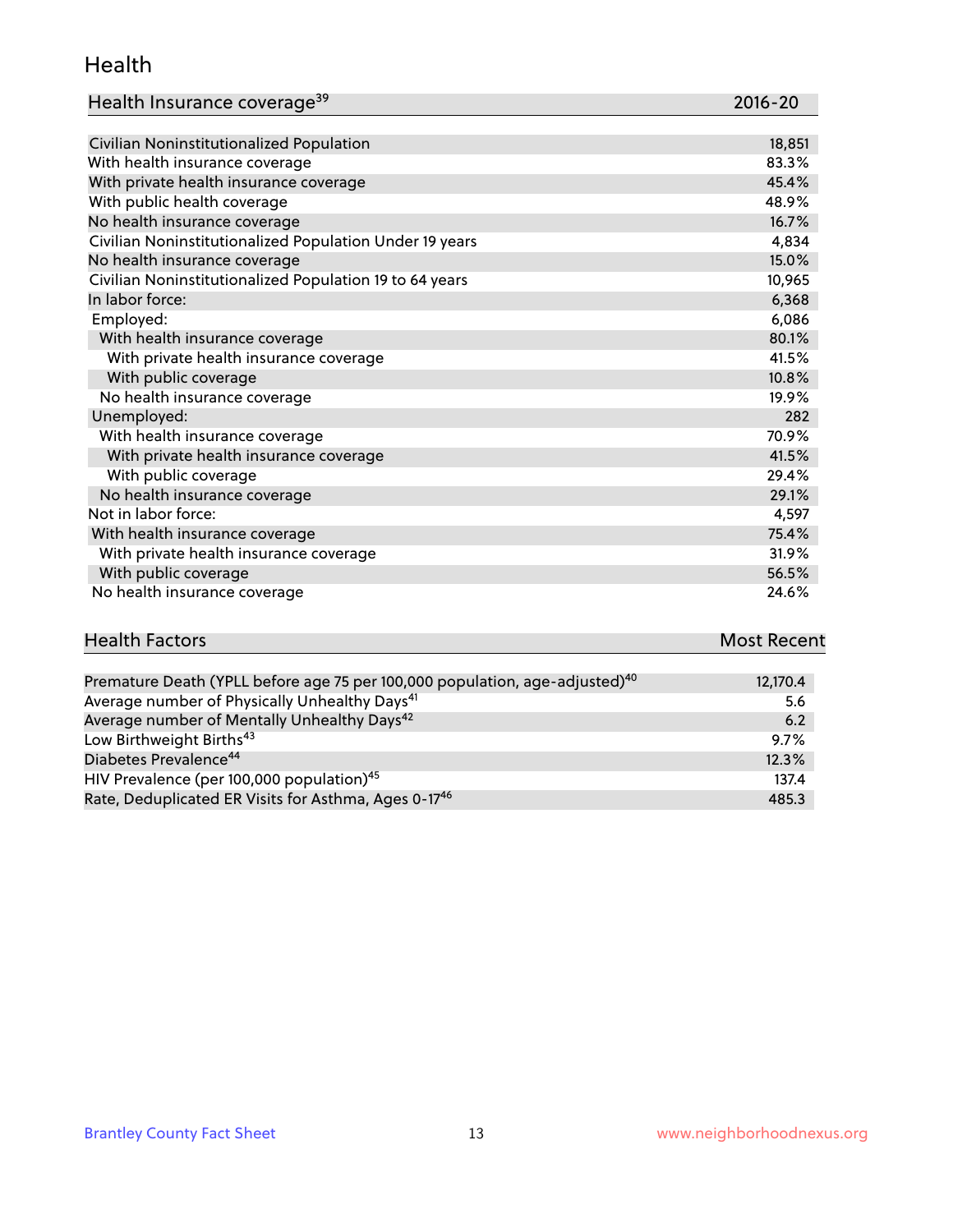## Health

| Health Insurance coverage[39] | 2016-20 |
|---|---|
| Civilian Noninstitutionalized Population | 18,851 |
| With health insurance coverage | 83.3% |
| With private health insurance coverage | 45.4% |
| With public health coverage | 48.9% |
| No health insurance coverage | 16.7% |
| Civilian Noninstitutionalized Population Under 19 years | 4,834 |
| No health insurance coverage | 15.0% |
| Civilian Noninstitutionalized Population 19 to 64 years | 10,965 |
| In labor force: | 6,368 |
| Employed: | 6,086 |
| With health insurance coverage | 80.1% |
| With private health insurance coverage | 41.5% |
| With public coverage | 10.8% |
| No health insurance coverage | 19.9% |
| Unemployed: | 282 |
| With health insurance coverage | 70.9% |
| With private health insurance coverage | 41.5% |
| With public coverage | 29.4% |
| No health insurance coverage | 29.1% |
| Not in labor force: | 4,597 |
| With health insurance coverage | 75.4% |
| With private health insurance coverage | 31.9% |
| With public coverage | 56.5% |
| No health insurance coverage | 24.6% |

| Health Factors | Most Recent |
|---|---|
| Premature Death (YPLL before age 75 per 100,000 population, age-adjusted)[40] | 12,170.4 |
| Average number of Physically Unhealthy Days[41] | 5.6 |
| Average number of Mentally Unhealthy Days[42] | 6.2 |
| Low Birthweight Births[43] | 9.7% |
| Diabetes Prevalence[44] | 12.3% |
| HIV Prevalence (per 100,000 population)[45] | 137.4 |
| Rate, Deduplicated ER Visits for Asthma, Ages 0-17[46] | 485.3 |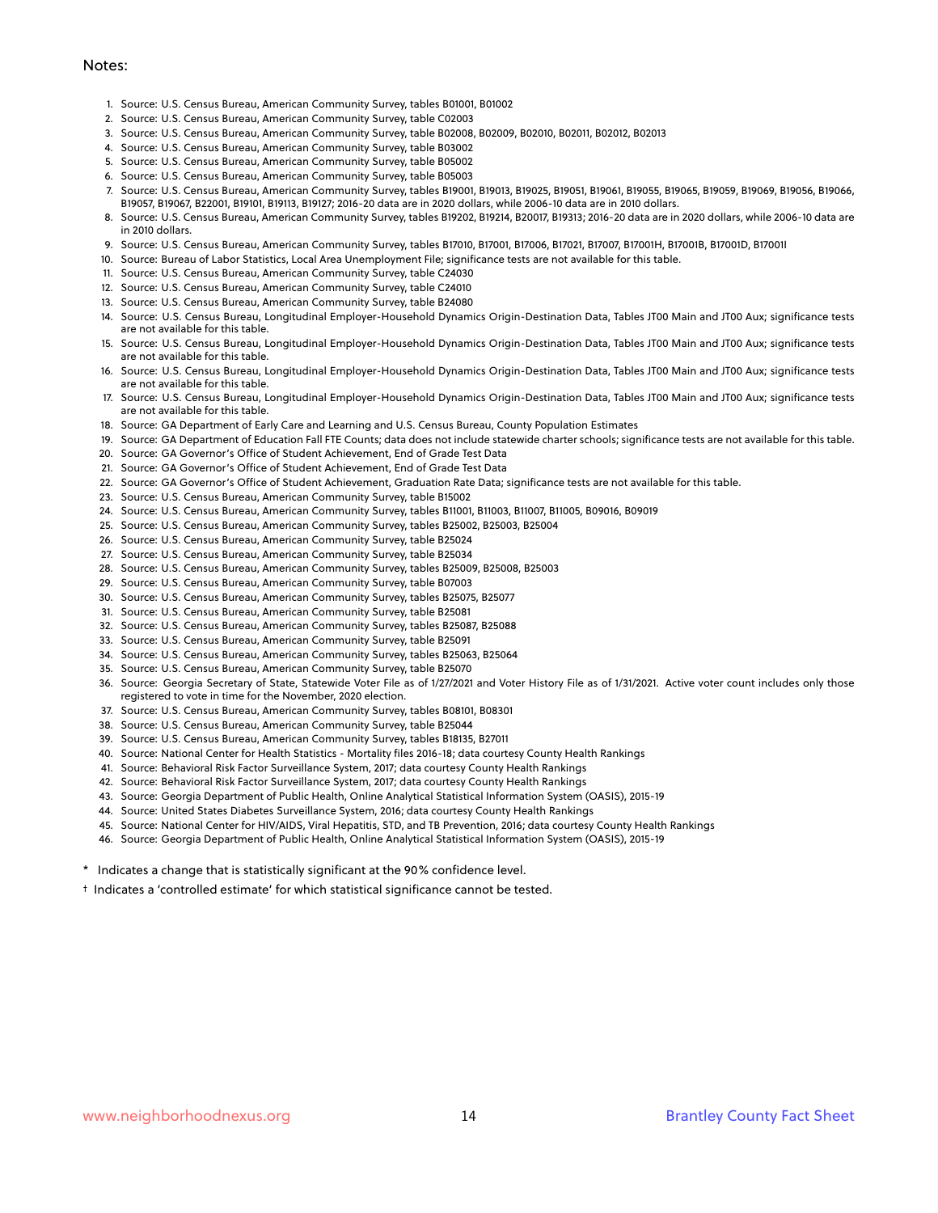Notes:

1. Source: U.S. Census Bureau, American Community Survey, tables B01001, B01002
2. Source: U.S. Census Bureau, American Community Survey, table C02003
3. Source: U.S. Census Bureau, American Community Survey, table B02008, B02009, B02010, B02011, B02012, B02013
4. Source: U.S. Census Bureau, American Community Survey, table B03002
5. Source: U.S. Census Bureau, American Community Survey, table B05002
6. Source: U.S. Census Bureau, American Community Survey, table B05003
7. Source: U.S. Census Bureau, American Community Survey, tables B19001, B19013, B19025, B19051, B19061, B19055, B19065, B19059, B19069, B19056, B19066, B19057, B19067, B22001, B19101, B19113, B19127; 2016-20 data are in 2020 dollars, while 2006-10 data are in 2010 dollars.
8. Source: U.S. Census Bureau, American Community Survey, tables B19202, B19214, B20017, B19313; 2016-20 data are in 2020 dollars, while 2006-10 data are in 2010 dollars.
9. Source: U.S. Census Bureau, American Community Survey, tables B17010, B17001, B17006, B17021, B17007, B17001H, B17001B, B17001D, B17001I
10. Source: Bureau of Labor Statistics, Local Area Unemployment File; significance tests are not available for this table.
11. Source: U.S. Census Bureau, American Community Survey, table C24030
12. Source: U.S. Census Bureau, American Community Survey, table C24010
13. Source: U.S. Census Bureau, American Community Survey, table B24080
14. Source: U.S. Census Bureau, Longitudinal Employer-Household Dynamics Origin-Destination Data, Tables JT00 Main and JT00 Aux; significance tests are not available for this table.
15. Source: U.S. Census Bureau, Longitudinal Employer-Household Dynamics Origin-Destination Data, Tables JT00 Main and JT00 Aux; significance tests are not available for this table.
16. Source: U.S. Census Bureau, Longitudinal Employer-Household Dynamics Origin-Destination Data, Tables JT00 Main and JT00 Aux; significance tests are not available for this table.
17. Source: U.S. Census Bureau, Longitudinal Employer-Household Dynamics Origin-Destination Data, Tables JT00 Main and JT00 Aux; significance tests are not available for this table.
18. Source: GA Department of Early Care and Learning and U.S. Census Bureau, County Population Estimates
19. Source: GA Department of Education Fall FTE Counts; data does not include statewide charter schools; significance tests are not available for this table.
20. Source: GA Governor's Office of Student Achievement, End of Grade Test Data
21. Source: GA Governor's Office of Student Achievement, End of Grade Test Data
22. Source: GA Governor's Office of Student Achievement, Graduation Rate Data; significance tests are not available for this table.
23. Source: U.S. Census Bureau, American Community Survey, table B15002
24. Source: U.S. Census Bureau, American Community Survey, tables B11001, B11003, B11007, B11005, B09016, B09019
25. Source: U.S. Census Bureau, American Community Survey, tables B25002, B25003, B25004
26. Source: U.S. Census Bureau, American Community Survey, table B25024
27. Source: U.S. Census Bureau, American Community Survey, table B25034
28. Source: U.S. Census Bureau, American Community Survey, tables B25009, B25008, B25003
29. Source: U.S. Census Bureau, American Community Survey, table B07003
30. Source: U.S. Census Bureau, American Community Survey, tables B25075, B25077
31. Source: U.S. Census Bureau, American Community Survey, table B25081
32. Source: U.S. Census Bureau, American Community Survey, tables B25087, B25088
33. Source: U.S. Census Bureau, American Community Survey, table B25091
34. Source: U.S. Census Bureau, American Community Survey, tables B25063, B25064
35. Source: U.S. Census Bureau, American Community Survey, table B25070
36. Source: Georgia Secretary of State, Statewide Voter File as of 1/27/2021 and Voter History File as of 1/31/2021. Active voter count includes only those registered to vote in time for the November, 2020 election.
37. Source: U.S. Census Bureau, American Community Survey, tables B08101, B08301
38. Source: U.S. Census Bureau, American Community Survey, table B25044
39. Source: U.S. Census Bureau, American Community Survey, tables B18135, B27011
40. Source: National Center for Health Statistics - Mortality files 2016-18; data courtesy County Health Rankings
41. Source: Behavioral Risk Factor Surveillance System, 2017; data courtesy County Health Rankings
42. Source: Behavioral Risk Factor Surveillance System, 2017; data courtesy County Health Rankings
43. Source: Georgia Department of Public Health, Online Analytical Statistical Information System (OASIS), 2015-19
44. Source: United States Diabetes Surveillance System, 2016; data courtesy County Health Rankings
45. Source: National Center for HIV/AIDS, Viral Hepatitis, STD, and TB Prevention, 2016; data courtesy County Health Rankings
46. Source: Georgia Department of Public Health, Online Analytical Statistical Information System (OASIS), 2015-19

\* Indicates a change that is statistically significant at the 90% confidence level.

† Indicates a 'controlled estimate' for which statistical significance cannot be tested.